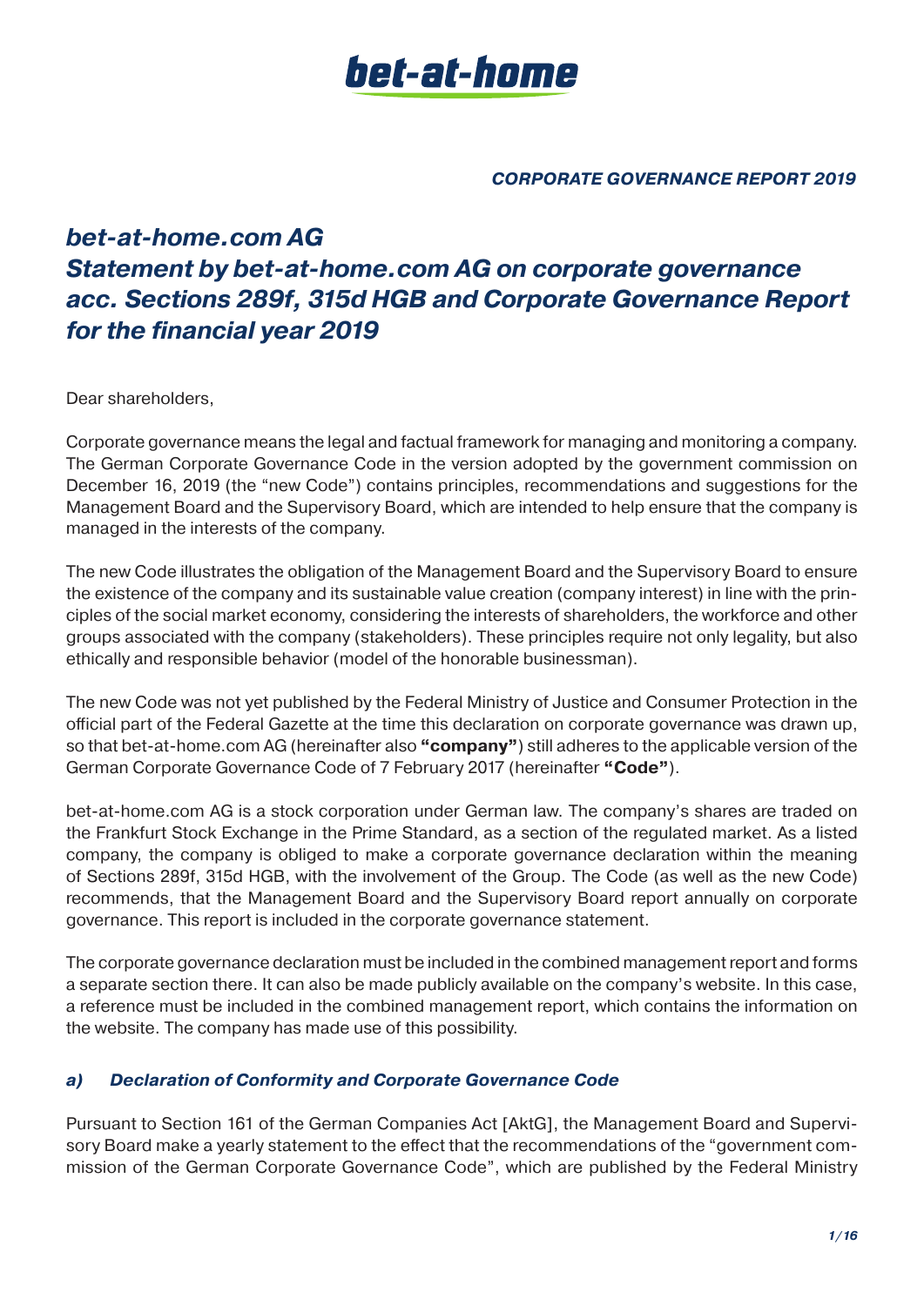bet-at-home

*CORPORATE GOVERNANCE REPORT 2019*

# *bet-at-home.com AG Statement by bet-at-home.com AG on corporate governance acc. Sections 289f, 315d HGB and Corporate Governance Report for the financial year 2019*

Dear shareholders,

Corporate governance means the legal and factual framework for managing and monitoring a company. The German Corporate Governance Code in the version adopted by the government commission on December 16, 2019 (the "new Code") contains principles, recommendations and suggestions for the Management Board and the Supervisory Board, which are intended to help ensure that the company is managed in the interests of the company.

The new Code illustrates the obligation of the Management Board and the Supervisory Board to ensure the existence of the company and its sustainable value creation (company interest) in line with the principles of the social market economy, considering the interests of shareholders, the workforce and other groups associated with the company (stakeholders). These principles require not only legality, but also ethically and responsible behavior (model of the honorable businessman).

The new Code was not yet published by the Federal Ministry of Justice and Consumer Protection in the official part of the Federal Gazette at the time this declaration on corporate governance was drawn up, so that bet-at-home.com AG (hereinafter also **"company"**) still adheres to the applicable version of the German Corporate Governance Code of 7 February 2017 (hereinafter **"Code"**).

bet-at-home.com AG is a stock corporation under German law. The company's shares are traded on the Frankfurt Stock Exchange in the Prime Standard, as a section of the regulated market. As a listed company, the company is obliged to make a corporate governance declaration within the meaning of Sections 289f, 315d HGB, with the involvement of the Group. The Code (as well as the new Code) recommends, that the Management Board and the Supervisory Board report annually on corporate governance. This report is included in the corporate governance statement.

The corporate governance declaration must be included in the combined management report and forms a separate section there. It can also be made publicly available on the company's website. In this case, a reference must be included in the combined management report, which contains the information on the website. The company has made use of this possibility.

## *a) Declaration of Conformity and Corporate Governance Code*

Pursuant to Section 161 of the German Companies Act [AktG], the Management Board and Supervisory Board make a yearly statement to the effect that the recommendations of the "government commission of the German Corporate Governance Code", which are published by the Federal Ministry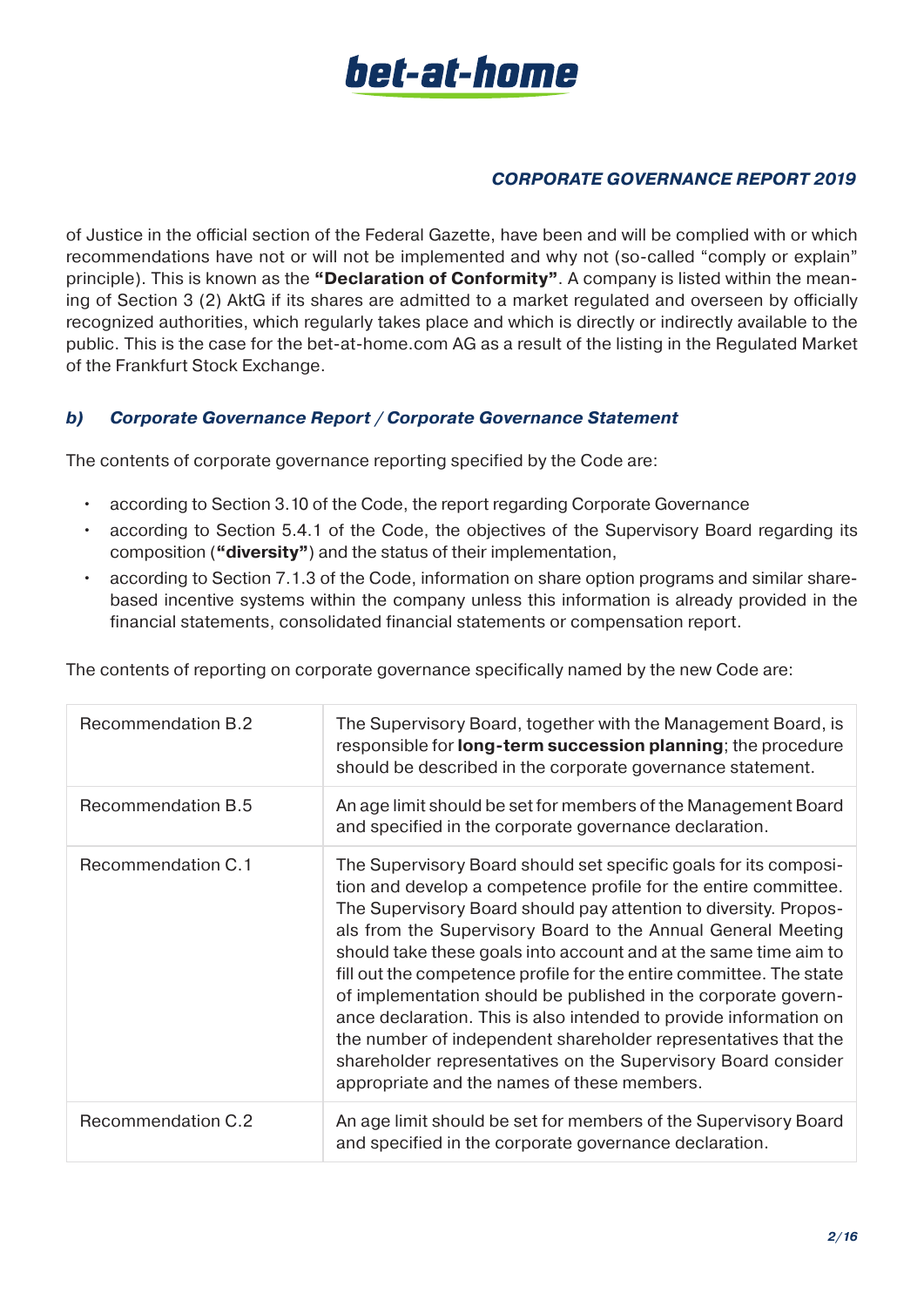of Justice in the official section of the Federal Gazette, have been and will be complied with or which recommendations have not or will not be implemented and why not (so-called "comply or explain" principle). This is known as the **"Declaration of Conformity"**. A company is listed within the meaning of Section 3 (2) AktG if its shares are admitted to a market regulated and overseen by officially recognized authorities, which regularly takes place and which is directly or indirectly available to the public. This is the case for the bet-at-home.com AG as a result of the listing in the Regulated Market of the Frankfurt Stock Exchange.

### *b) Corporate Governance Report / Corporate Governance Statement*

The contents of corporate governance reporting specified by the Code are:

- according to Section 3.10 of the Code, the report regarding Corporate Governance
- according to Section 5.4.1 of the Code, the objectives of the Supervisory Board regarding its composition (**"diversity"**) and the status of their implementation,
- according to Section 7.1.3 of the Code, information on share option programs and similar share-based incentive systems within the company unless this information is already provided in the financial statements, consolidated financial statements or compensation report.

The contents of reporting on corporate governance specifically named by the new Code are:

| | |
|---|---|
| Recommendation B.2 | The Supervisory Board, together with the Management Board, is responsible for **long-term succession planning**; the procedure should be described in the corporate governance statement. |
| Recommendation B.5 | An age limit should be set for members of the Management Board and specified in the corporate governance declaration. |
| Recommendation C.1 | The Supervisory Board should set specific goals for its composition and develop a competence profile for the entire committee. The Supervisory Board should pay attention to diversity. Proposals from the Supervisory Board to the Annual General Meeting should take these goals into account and at the same time aim to fill out the competence profile for the entire committee. The state of implementation should be published in the corporate governance declaration. This is also intended to provide information on the number of independent shareholder representatives that the shareholder representatives on the Supervisory Board consider appropriate and the names of these members. |
| Recommendation C.2 | An age limit should be set for members of the Supervisory Board and specified in the corporate governance declaration. |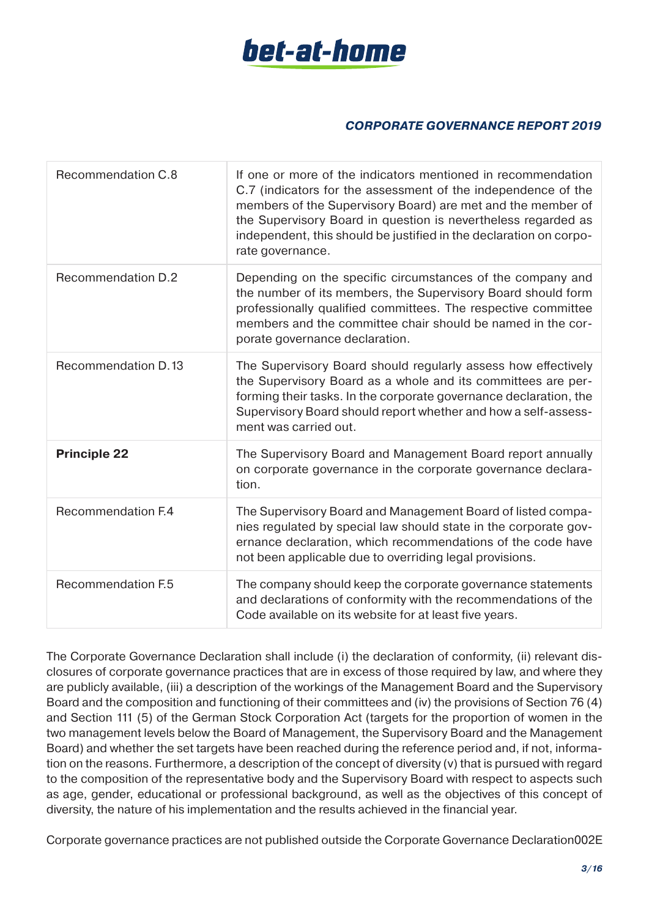| | |
|---|---|
| Recommendation C.8 | If one or more of the indicators mentioned in recommendation C.7 (indicators for the assessment of the independence of the members of the Supervisory Board) are met and the member of the Supervisory Board in question is nevertheless regarded as independent, this should be justified in the declaration on corporate governance. |
| Recommendation D.2 | Depending on the specific circumstances of the company and the number of its members, the Supervisory Board should form professionally qualified committees. The respective committee members and the committee chair should be named in the corporate governance declaration. |
| Recommendation D.13 | The Supervisory Board should regularly assess how effectively the Supervisory Board as a whole and its committees are performing their tasks. In the corporate governance declaration, the Supervisory Board should report whether and how a self-assessment was carried out. |
| **Principle 22** | The Supervisory Board and Management Board report annually on corporate governance in the corporate governance declaration. |
| Recommendation F.4 | The Supervisory Board and Management Board of listed companies regulated by special law should state in the corporate governance declaration, which recommendations of the code have not been applicable due to overriding legal provisions. |
| Recommendation F.5 | The company should keep the corporate governance statements and declarations of conformity with the recommendations of the Code available on its website for at least five years. |

The Corporate Governance Declaration shall include (i) the declaration of conformity, (ii) relevant disclosures of corporate governance practices that are in excess of those required by law, and where they are publicly available, (iii) a description of the workings of the Management Board and the Supervisory Board and the composition and functioning of their committees and (iv) the provisions of Section 76 (4) and Section 111 (5) of the German Stock Corporation Act (targets for the proportion of women in the two management levels below the Board of Management, the Supervisory Board and the Management Board) and whether the set targets have been reached during the reference period and, if not, information on the reasons. Furthermore, a description of the concept of diversity (v) that is pursued with regard to the composition of the representative body and the Supervisory Board with respect to aspects such as age, gender, educational or professional background, as well as the objectives of this concept of diversity, the nature of his implementation and the results achieved in the financial year.

Corporate governance practices are not published outside the Corporate Governance Declaration002E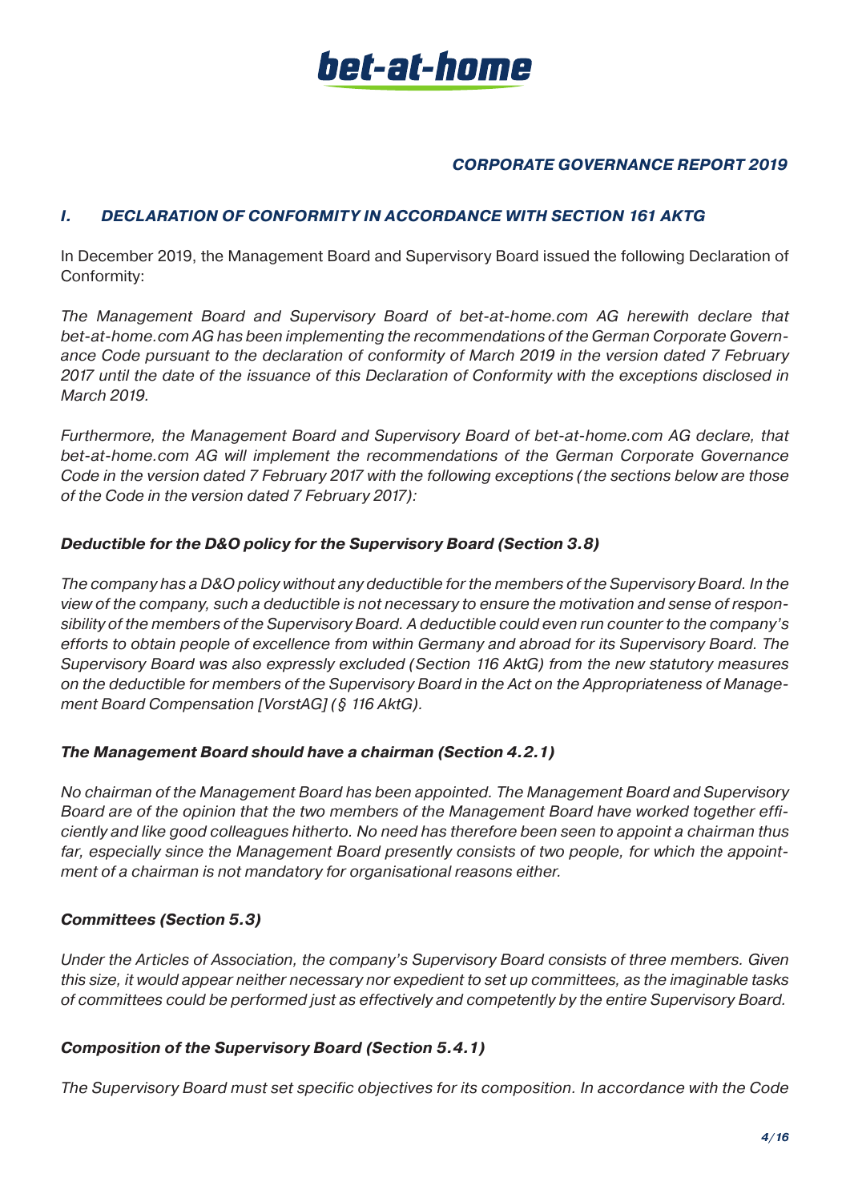## *CORPORATE GOVERNANCE REPORT 2019*

### *I. DECLARATION OF CONFORMITY IN ACCORDANCE WITH SECTION 161 AKTG*

In December 2019, the Management Board and Supervisory Board issued the following Declaration of Conformity:

*The Management Board and Supervisory Board of bet-at-home.com AG herewith declare that bet-at-home.com AG has been implementing the recommendations of the German Corporate Governance Code pursuant to the declaration of conformity of March 2019 in the version dated 7 February 2017 until the date of the issuance of this Declaration of Conformity with the exceptions disclosed in March 2019.*

*Furthermore, the Management Board and Supervisory Board of bet-at-home.com AG declare, that bet-at-home.com AG will implement the recommendations of the German Corporate Governance Code in the version dated 7 February 2017 with the following exceptions (the sections below are those of the Code in the version dated 7 February 2017):*

***Deductible for the D&O policy for the Supervisory Board (Section 3.8)***

*The company has a D&O policy without any deductible for the members of the Supervisory Board. In the view of the company, such a deductible is not necessary to ensure the motivation and sense of responsibility of the members of the Supervisory Board. A deductible could even run counter to the company's efforts to obtain people of excellence from within Germany and abroad for its Supervisory Board. The Supervisory Board was also expressly excluded (Section 116 AktG) from the new statutory measures on the deductible for members of the Supervisory Board in the Act on the Appropriateness of Management Board Compensation [VorstAG] (§ 116 AktG).*

***The Management Board should have a chairman (Section 4.2.1)***

*No chairman of the Management Board has been appointed. The Management Board and Supervisory Board are of the opinion that the two members of the Management Board have worked together efficiently and like good colleagues hitherto. No need has therefore been seen to appoint a chairman thus far, especially since the Management Board presently consists of two people, for which the appointment of a chairman is not mandatory for organisational reasons either.*

***Committees (Section 5.3)***

*Under the Articles of Association, the company's Supervisory Board consists of three members. Given this size, it would appear neither necessary nor expedient to set up committees, as the imaginable tasks of committees could be performed just as effectively and competently by the entire Supervisory Board.*

***Composition of the Supervisory Board (Section 5.4.1)***

*The Supervisory Board must set specific objectives for its composition. In accordance with the Code*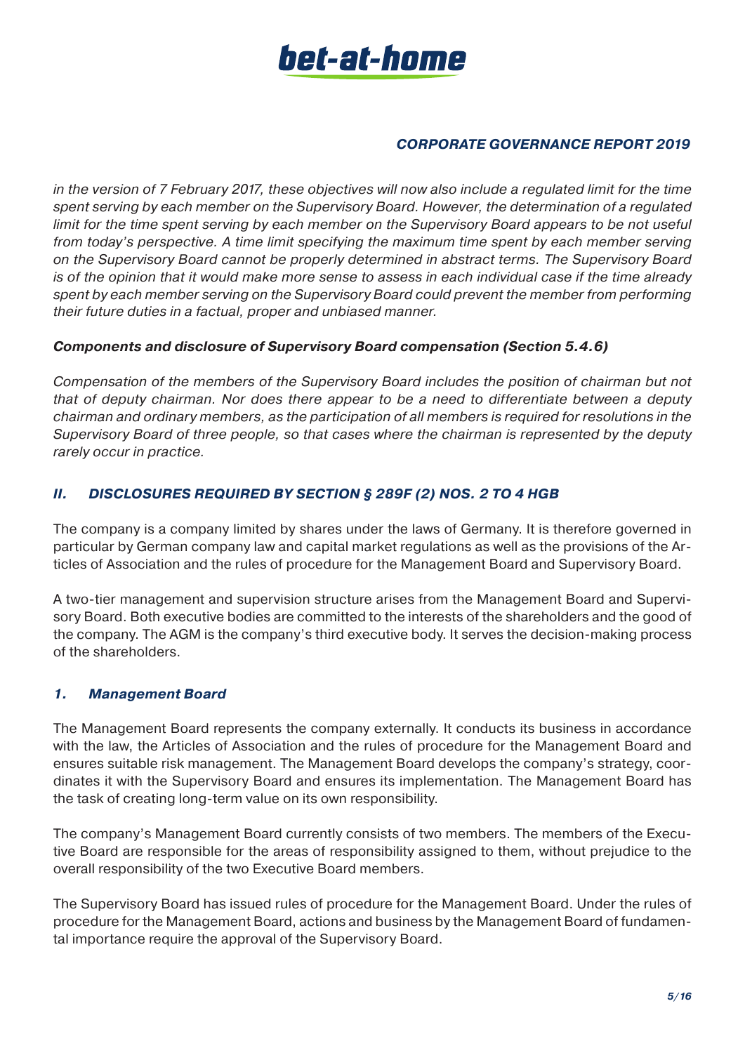*in the version of 7 February 2017, these objectives will now also include a regulated limit for the time spent serving by each member on the Supervisory Board. However, the determination of a regulated limit for the time spent serving by each member on the Supervisory Board appears to be not useful from today's perspective. A time limit specifying the maximum time spent by each member serving on the Supervisory Board cannot be properly determined in abstract terms. The Supervisory Board is of the opinion that it would make more sense to assess in each individual case if the time already spent by each member serving on the Supervisory Board could prevent the member from performing their future duties in a factual, proper and unbiased manner.*

***Components and disclosure of Supervisory Board compensation (Section 5.4.6)***

*Compensation of the members of the Supervisory Board includes the position of chairman but not that of deputy chairman. Nor does there appear to be a need to differentiate between a deputy chairman and ordinary members, as the participation of all members is required for resolutions in the Supervisory Board of three people, so that cases where the chairman is represented by the deputy rarely occur in practice.*

## *II. DISCLOSURES REQUIRED BY SECTION § 289F (2) NOS. 2 TO 4 HGB*

The company is a company limited by shares under the laws of Germany. It is therefore governed in particular by German company law and capital market regulations as well as the provisions of the Articles of Association and the rules of procedure for the Management Board and Supervisory Board.

A two-tier management and supervision structure arises from the Management Board and Supervisory Board. Both executive bodies are committed to the interests of the shareholders and the good of the company. The AGM is the company's third executive body. It serves the decision-making process of the shareholders.

### *1. Management Board*

The Management Board represents the company externally. It conducts its business in accordance with the law, the Articles of Association and the rules of procedure for the Management Board and ensures suitable risk management. The Management Board develops the company's strategy, coordinates it with the Supervisory Board and ensures its implementation. The Management Board has the task of creating long-term value on its own responsibility.

The company's Management Board currently consists of two members. The members of the Executive Board are responsible for the areas of responsibility assigned to them, without prejudice to the overall responsibility of the two Executive Board members.

The Supervisory Board has issued rules of procedure for the Management Board. Under the rules of procedure for the Management Board, actions and business by the Management Board of fundamental importance require the approval of the Supervisory Board.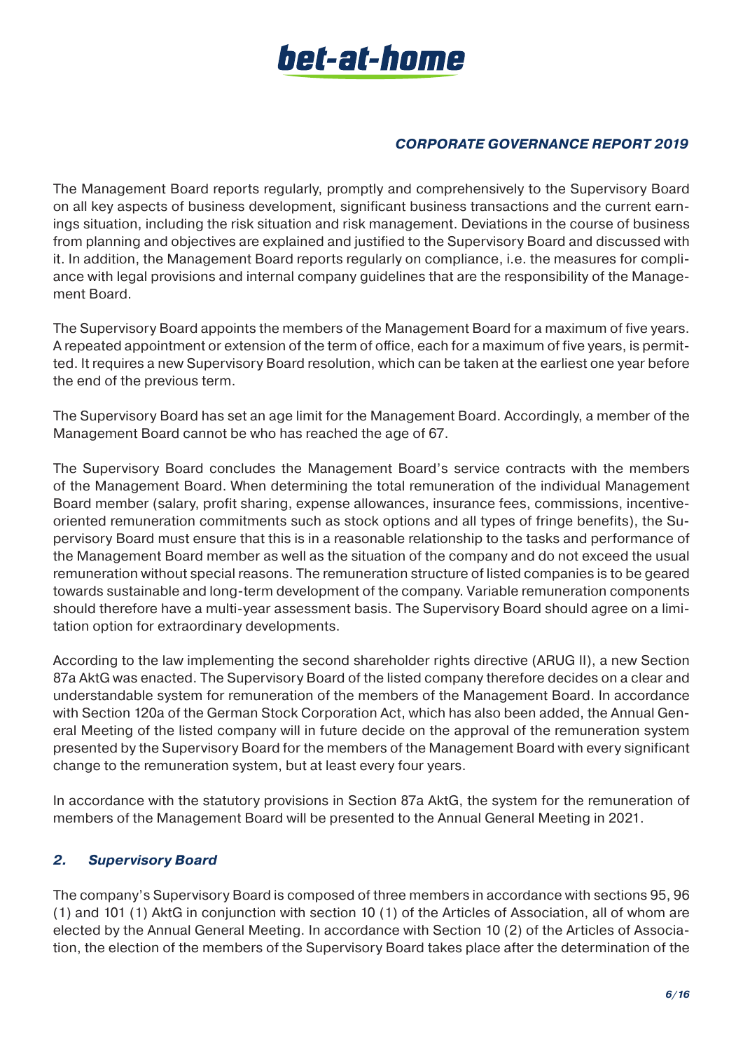The Management Board reports regularly, promptly and comprehensively to the Supervisory Board on all key aspects of business development, significant business transactions and the current earnings situation, including the risk situation and risk management. Deviations in the course of business from planning and objectives are explained and justified to the Supervisory Board and discussed with it. In addition, the Management Board reports regularly on compliance, i.e. the measures for compliance with legal provisions and internal company guidelines that are the responsibility of the Management Board.

The Supervisory Board appoints the members of the Management Board for a maximum of five years. A repeated appointment or extension of the term of office, each for a maximum of five years, is permitted. It requires a new Supervisory Board resolution, which can be taken at the earliest one year before the end of the previous term.

The Supervisory Board has set an age limit for the Management Board. Accordingly, a member of the Management Board cannot be who has reached the age of 67.

The Supervisory Board concludes the Management Board's service contracts with the members of the Management Board. When determining the total remuneration of the individual Management Board member (salary, profit sharing, expense allowances, insurance fees, commissions, incentive-oriented remuneration commitments such as stock options and all types of fringe benefits), the Supervisory Board must ensure that this is in a reasonable relationship to the tasks and performance of the Management Board member as well as the situation of the company and do not exceed the usual remuneration without special reasons. The remuneration structure of listed companies is to be geared towards sustainable and long-term development of the company. Variable remuneration components should therefore have a multi-year assessment basis. The Supervisory Board should agree on a limitation option for extraordinary developments.

According to the law implementing the second shareholder rights directive (ARUG II), a new Section 87a AktG was enacted. The Supervisory Board of the listed company therefore decides on a clear and understandable system for remuneration of the members of the Management Board. In accordance with Section 120a of the German Stock Corporation Act, which has also been added, the Annual General Meeting of the listed company will in future decide on the approval of the remuneration system presented by the Supervisory Board for the members of the Management Board with every significant change to the remuneration system, but at least every four years.

In accordance with the statutory provisions in Section 87a AktG, the system for the remuneration of members of the Management Board will be presented to the Annual General Meeting in 2021.

## *2. Supervisory Board*

The company's Supervisory Board is composed of three members in accordance with sections 95, 96 (1) and 101 (1) AktG in conjunction with section 10 (1) of the Articles of Association, all of whom are elected by the Annual General Meeting. In accordance with Section 10 (2) of the Articles of Association, the election of the members of the Supervisory Board takes place after the determination of the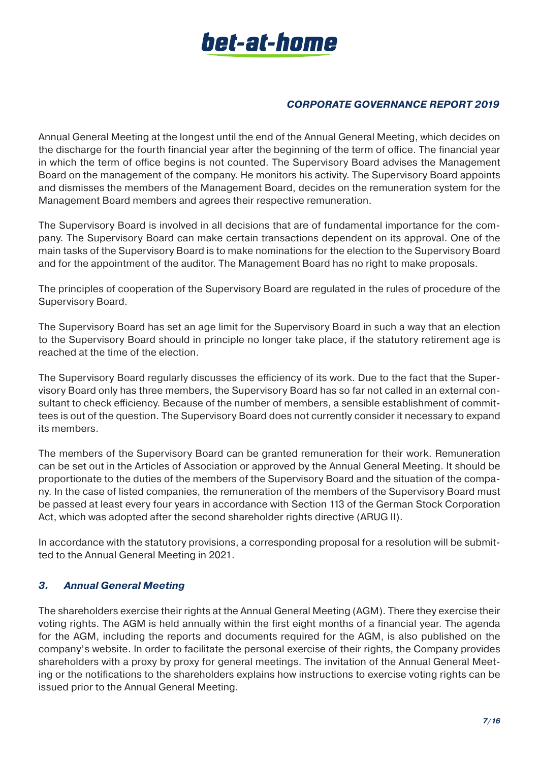Annual General Meeting at the longest until the end of the Annual General Meeting, which decides on the discharge for the fourth financial year after the beginning of the term of office. The financial year in which the term of office begins is not counted. The Supervisory Board advises the Management Board on the management of the company. He monitors his activity. The Supervisory Board appoints and dismisses the members of the Management Board, decides on the remuneration system for the Management Board members and agrees their respective remuneration.

The Supervisory Board is involved in all decisions that are of fundamental importance for the company. The Supervisory Board can make certain transactions dependent on its approval. One of the main tasks of the Supervisory Board is to make nominations for the election to the Supervisory Board and for the appointment of the auditor. The Management Board has no right to make proposals.

The principles of cooperation of the Supervisory Board are regulated in the rules of procedure of the Supervisory Board.

The Supervisory Board has set an age limit for the Supervisory Board in such a way that an election to the Supervisory Board should in principle no longer take place, if the statutory retirement age is reached at the time of the election.

The Supervisory Board regularly discusses the efficiency of its work. Due to the fact that the Supervisory Board only has three members, the Supervisory Board has so far not called in an external consultant to check efficiency. Because of the number of members, a sensible establishment of committees is out of the question. The Supervisory Board does not currently consider it necessary to expand its members.

The members of the Supervisory Board can be granted remuneration for their work. Remuneration can be set out in the Articles of Association or approved by the Annual General Meeting. It should be proportionate to the duties of the members of the Supervisory Board and the situation of the company. In the case of listed companies, the remuneration of the members of the Supervisory Board must be passed at least every four years in accordance with Section 113 of the German Stock Corporation Act, which was adopted after the second shareholder rights directive (ARUG II).

In accordance with the statutory provisions, a corresponding proposal for a resolution will be submitted to the Annual General Meeting in 2021.

### *3. Annual General Meeting*

The shareholders exercise their rights at the Annual General Meeting (AGM). There they exercise their voting rights. The AGM is held annually within the first eight months of a financial year. The agenda for the AGM, including the reports and documents required for the AGM, is also published on the company's website. In order to facilitate the personal exercise of their rights, the Company provides shareholders with a proxy by proxy for general meetings. The invitation of the Annual General Meeting or the notifications to the shareholders explains how instructions to exercise voting rights can be issued prior to the Annual General Meeting.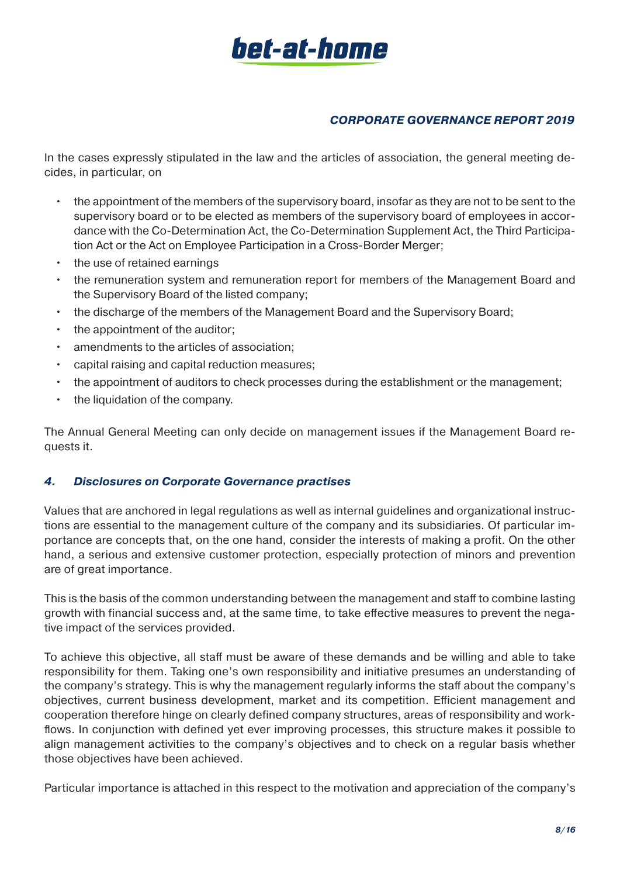In the cases expressly stipulated in the law and the articles of association, the general meeting decides, in particular, on

- the appointment of the members of the supervisory board, insofar as they are not to be sent to the supervisory board or to be elected as members of the supervisory board of employees in accordance with the Co-Determination Act, the Co-Determination Supplement Act, the Third Participation Act or the Act on Employee Participation in a Cross-Border Merger;
- the use of retained earnings
- the remuneration system and remuneration report for members of the Management Board and the Supervisory Board of the listed company;
- the discharge of the members of the Management Board and the Supervisory Board;
- the appointment of the auditor;
- amendments to the articles of association;
- capital raising and capital reduction measures;
- the appointment of auditors to check processes during the establishment or the management;
- the liquidation of the company.

The Annual General Meeting can only decide on management issues if the Management Board requests it.

## *4. Disclosures on Corporate Governance practises*

Values that are anchored in legal regulations as well as internal guidelines and organizational instructions are essential to the management culture of the company and its subsidiaries. Of particular importance are concepts that, on the one hand, consider the interests of making a profit. On the other hand, a serious and extensive customer protection, especially protection of minors and prevention are of great importance.

This is the basis of the common understanding between the management and staff to combine lasting growth with financial success and, at the same time, to take effective measures to prevent the negative impact of the services provided.

To achieve this objective, all staff must be aware of these demands and be willing and able to take responsibility for them. Taking one's own responsibility and initiative presumes an understanding of the company's strategy. This is why the management regularly informs the staff about the company's objectives, current business development, market and its competition. Efficient management and cooperation therefore hinge on clearly defined company structures, areas of responsibility and workflows. In conjunction with defined yet ever improving processes, this structure makes it possible to align management activities to the company's objectives and to check on a regular basis whether those objectives have been achieved.

Particular importance is attached in this respect to the motivation and appreciation of the company's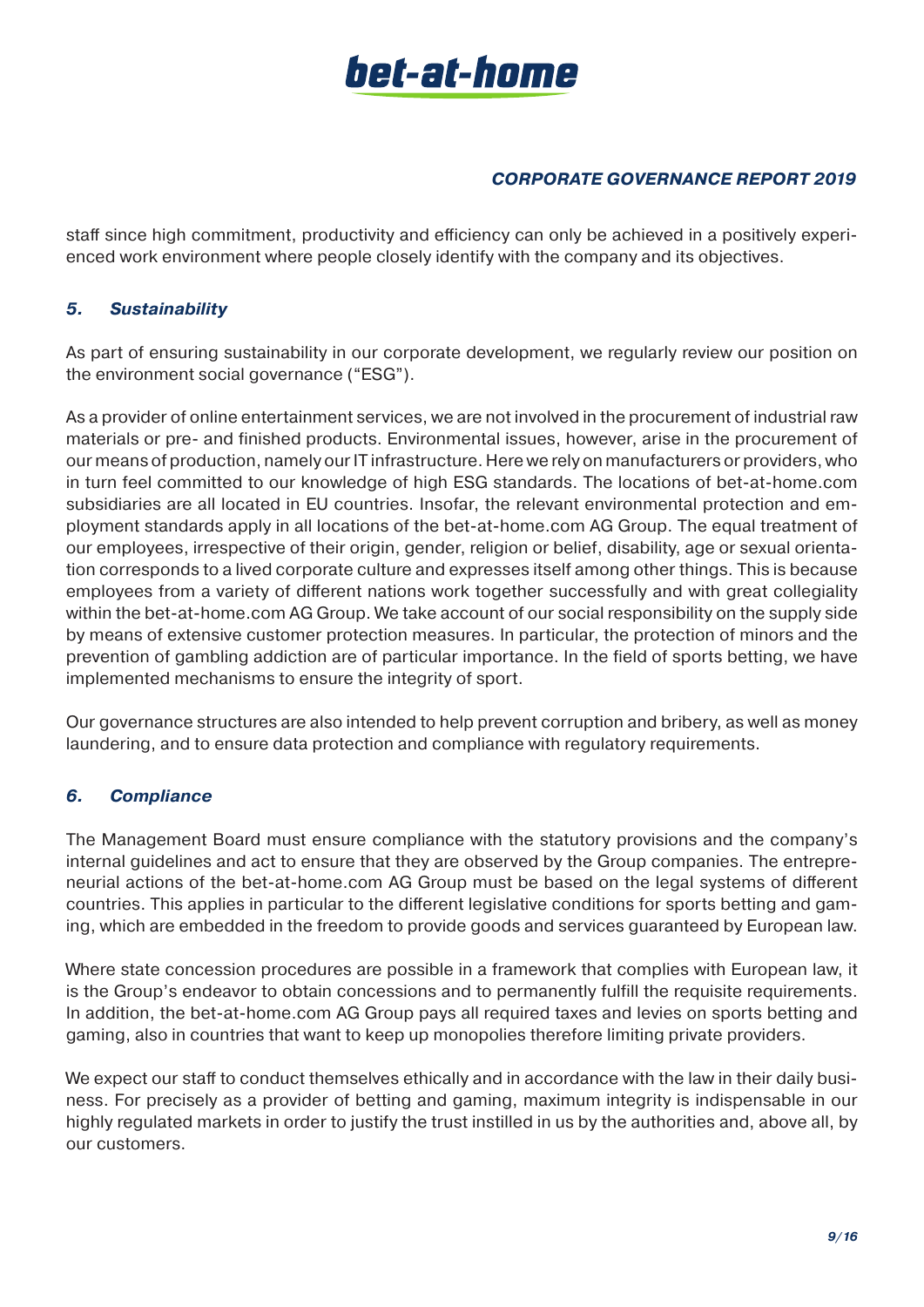staff since high commitment, productivity and efficiency can only be achieved in a positively experienced work environment where people closely identify with the company and its objectives.

## *5. Sustainability*

As part of ensuring sustainability in our corporate development, we regularly review our position on the environment social governance ("ESG").

As a provider of online entertainment services, we are not involved in the procurement of industrial raw materials or pre- and finished products. Environmental issues, however, arise in the procurement of our means of production, namely our IT infrastructure. Here we rely on manufacturers or providers, who in turn feel committed to our knowledge of high ESG standards. The locations of bet-at-home.com subsidiaries are all located in EU countries. Insofar, the relevant environmental protection and employment standards apply in all locations of the bet-at-home.com AG Group. The equal treatment of our employees, irrespective of their origin, gender, religion or belief, disability, age or sexual orientation corresponds to a lived corporate culture and expresses itself among other things. This is because employees from a variety of different nations work together successfully and with great collegiality within the bet-at-home.com AG Group. We take account of our social responsibility on the supply side by means of extensive customer protection measures. In particular, the protection of minors and the prevention of gambling addiction are of particular importance. In the field of sports betting, we have implemented mechanisms to ensure the integrity of sport.

Our governance structures are also intended to help prevent corruption and bribery, as well as money laundering, and to ensure data protection and compliance with regulatory requirements.

## *6. Compliance*

The Management Board must ensure compliance with the statutory provisions and the company's internal guidelines and act to ensure that they are observed by the Group companies. The entrepreneurial actions of the bet-at-home.com AG Group must be based on the legal systems of different countries. This applies in particular to the different legislative conditions for sports betting and gaming, which are embedded in the freedom to provide goods and services guaranteed by European law.

Where state concession procedures are possible in a framework that complies with European law, it is the Group's endeavor to obtain concessions and to permanently fulfill the requisite requirements. In addition, the bet-at-home.com AG Group pays all required taxes and levies on sports betting and gaming, also in countries that want to keep up monopolies therefore limiting private providers.

We expect our staff to conduct themselves ethically and in accordance with the law in their daily business. For precisely as a provider of betting and gaming, maximum integrity is indispensable in our highly regulated markets in order to justify the trust instilled in us by the authorities and, above all, by our customers.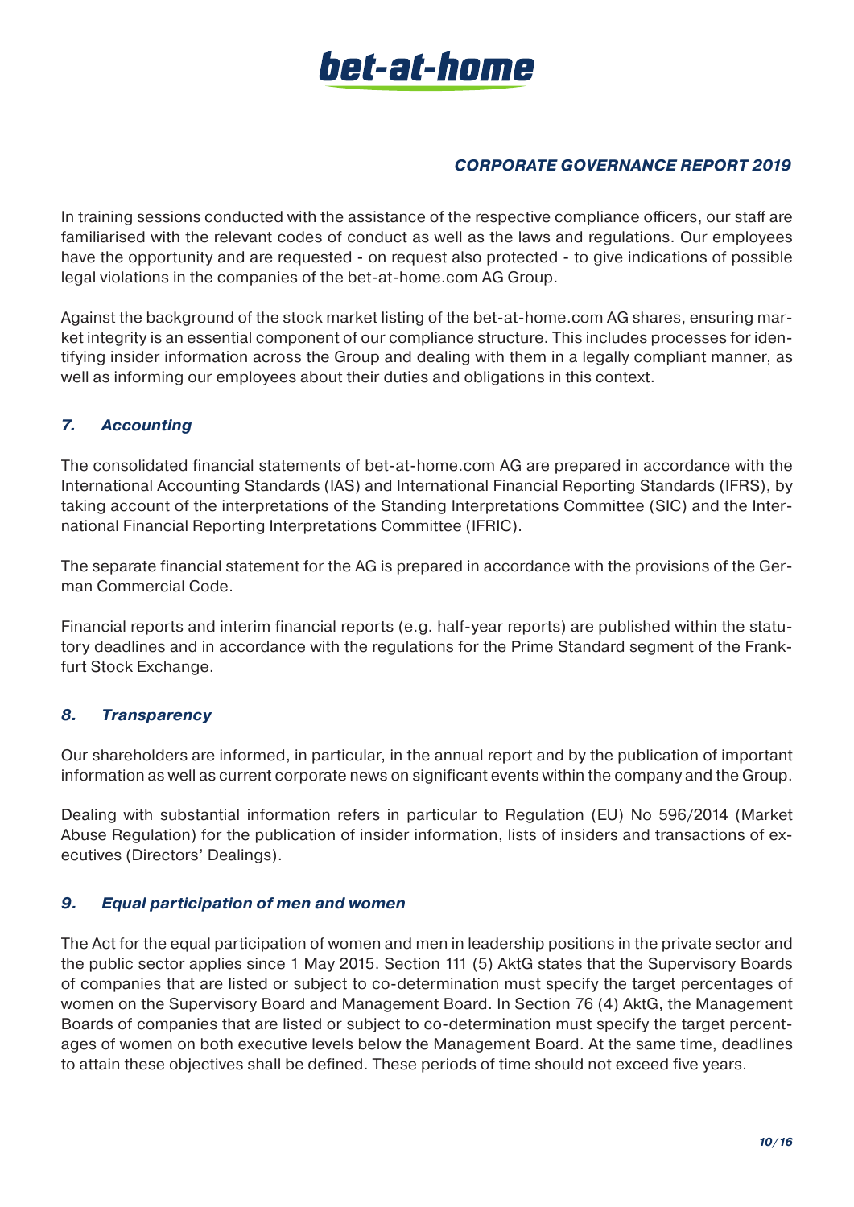In training sessions conducted with the assistance of the respective compliance officers, our staff are familiarised with the relevant codes of conduct as well as the laws and regulations. Our employees have the opportunity and are requested - on request also protected - to give indications of possible legal violations in the companies of the bet-at-home.com AG Group.

Against the background of the stock market listing of the bet-at-home.com AG shares, ensuring market integrity is an essential component of our compliance structure. This includes processes for identifying insider information across the Group and dealing with them in a legally compliant manner, as well as informing our employees about their duties and obligations in this context.

## *7. Accounting*

The consolidated financial statements of bet-at-home.com AG are prepared in accordance with the International Accounting Standards (IAS) and International Financial Reporting Standards (IFRS), by taking account of the interpretations of the Standing Interpretations Committee (SIC) and the International Financial Reporting Interpretations Committee (IFRIC).

The separate financial statement for the AG is prepared in accordance with the provisions of the German Commercial Code.

Financial reports and interim financial reports (e.g. half-year reports) are published within the statutory deadlines and in accordance with the regulations for the Prime Standard segment of the Frankfurt Stock Exchange.

## *8. Transparency*

Our shareholders are informed, in particular, in the annual report and by the publication of important information as well as current corporate news on significant events within the company and the Group.

Dealing with substantial information refers in particular to Regulation (EU) No 596/2014 (Market Abuse Regulation) for the publication of insider information, lists of insiders and transactions of executives (Directors' Dealings).

## *9. Equal participation of men and women*

The Act for the equal participation of women and men in leadership positions in the private sector and the public sector applies since 1 May 2015. Section 111 (5) AktG states that the Supervisory Boards of companies that are listed or subject to co-determination must specify the target percentages of women on the Supervisory Board and Management Board. In Section 76 (4) AktG, the Management Boards of companies that are listed or subject to co-determination must specify the target percentages of women on both executive levels below the Management Board. At the same time, deadlines to attain these objectives shall be defined. These periods of time should not exceed five years.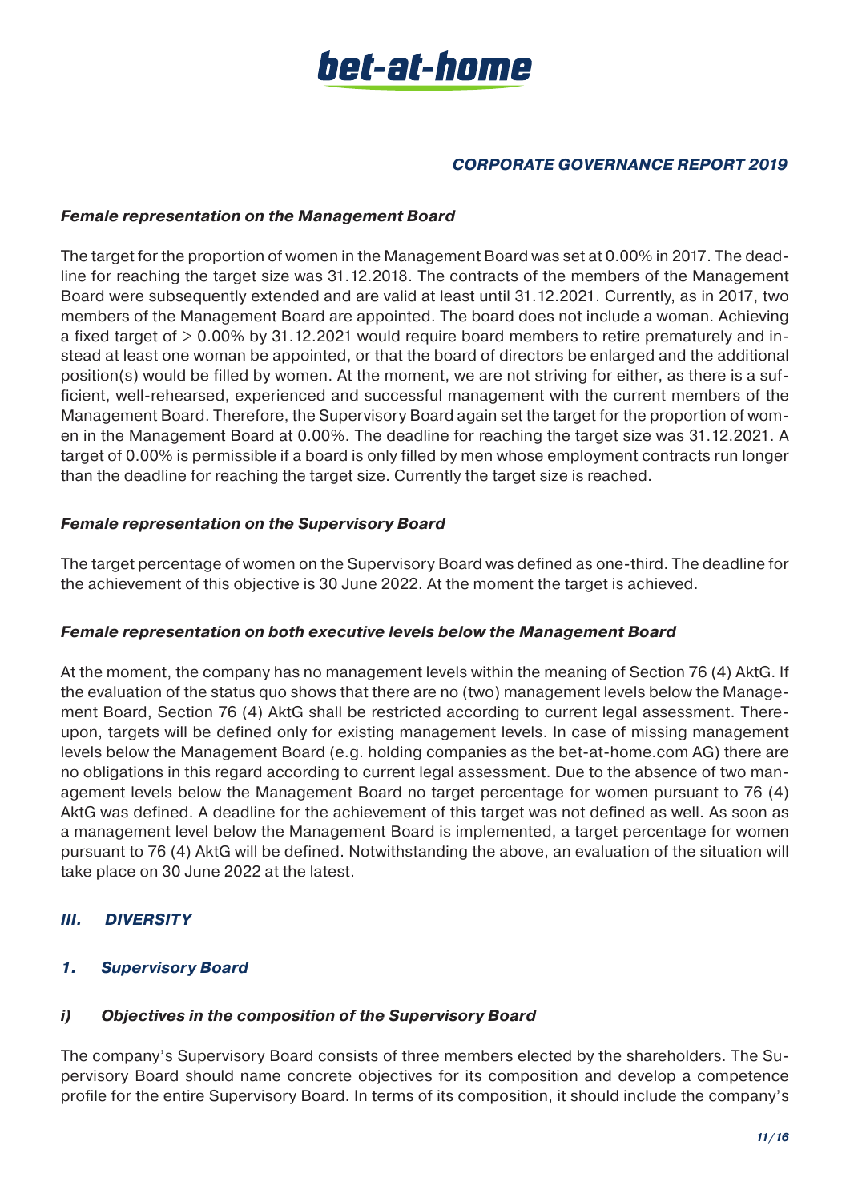#### *Female representation on the Management Board*

The target for the proportion of women in the Management Board was set at 0.00% in 2017. The deadline for reaching the target size was 31.12.2018. The contracts of the members of the Management Board were subsequently extended and are valid at least until 31.12.2021. Currently, as in 2017, two members of the Management Board are appointed. The board does not include a woman. Achieving a fixed target of > 0.00% by 31.12.2021 would require board members to retire prematurely and instead at least one woman be appointed, or that the board of directors be enlarged and the additional position(s) would be filled by women. At the moment, we are not striving for either, as there is a sufficient, well-rehearsed, experienced and successful management with the current members of the Management Board. Therefore, the Supervisory Board again set the target for the proportion of women in the Management Board at 0.00%. The deadline for reaching the target size was 31.12.2021. A target of 0.00% is permissible if a board is only filled by men whose employment contracts run longer than the deadline for reaching the target size. Currently the target size is reached.

#### *Female representation on the Supervisory Board*

The target percentage of women on the Supervisory Board was defined as one-third. The deadline for the achievement of this objective is 30 June 2022. At the moment the target is achieved.

#### *Female representation on both executive levels below the Management Board*

At the moment, the company has no management levels within the meaning of Section 76 (4) AktG. If the evaluation of the status quo shows that there are no (two) management levels below the Management Board, Section 76 (4) AktG shall be restricted according to current legal assessment. Thereupon, targets will be defined only for existing management levels. In case of missing management levels below the Management Board (e.g. holding companies as the bet-at-home.com AG) there are no obligations in this regard according to current legal assessment. Due to the absence of two management levels below the Management Board no target percentage for women pursuant to 76 (4) AktG was defined. A deadline for the achievement of this target was not defined as well. As soon as a management level below the Management Board is implemented, a target percentage for women pursuant to 76 (4) AktG will be defined. Notwithstanding the above, an evaluation of the situation will take place on 30 June 2022 at the latest.

## *III. DIVERSITY*

### *1. Supervisory Board*

#### *i) Objectives in the composition of the Supervisory Board*

The company's Supervisory Board consists of three members elected by the shareholders. The Supervisory Board should name concrete objectives for its composition and develop a competence profile for the entire Supervisory Board. In terms of its composition, it should include the company's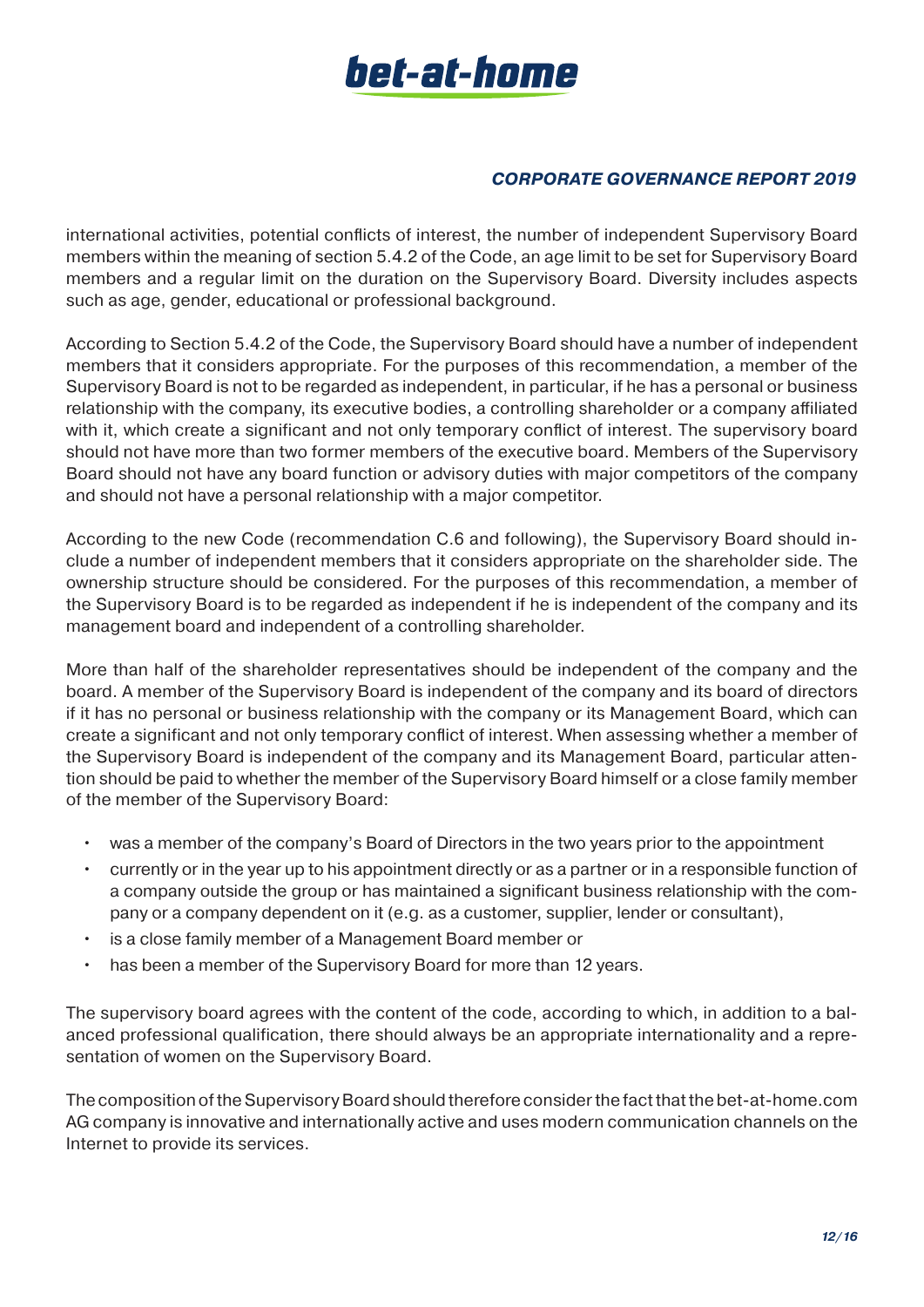international activities, potential conflicts of interest, the number of independent Supervisory Board members within the meaning of section 5.4.2 of the Code, an age limit to be set for Supervisory Board members and a regular limit on the duration on the Supervisory Board. Diversity includes aspects such as age, gender, educational or professional background.

According to Section 5.4.2 of the Code, the Supervisory Board should have a number of independent members that it considers appropriate. For the purposes of this recommendation, a member of the Supervisory Board is not to be regarded as independent, in particular, if he has a personal or business relationship with the company, its executive bodies, a controlling shareholder or a company affiliated with it, which create a significant and not only temporary conflict of interest. The supervisory board should not have more than two former members of the executive board. Members of the Supervisory Board should not have any board function or advisory duties with major competitors of the company and should not have a personal relationship with a major competitor.

According to the new Code (recommendation C.6 and following), the Supervisory Board should include a number of independent members that it considers appropriate on the shareholder side. The ownership structure should be considered. For the purposes of this recommendation, a member of the Supervisory Board is to be regarded as independent if he is independent of the company and its management board and independent of a controlling shareholder.

More than half of the shareholder representatives should be independent of the company and the board. A member of the Supervisory Board is independent of the company and its board of directors if it has no personal or business relationship with the company or its Management Board, which can create a significant and not only temporary conflict of interest. When assessing whether a member of the Supervisory Board is independent of the company and its Management Board, particular attention should be paid to whether the member of the Supervisory Board himself or a close family member of the member of the Supervisory Board:

- was a member of the company's Board of Directors in the two years prior to the appointment
- currently or in the year up to his appointment directly or as a partner or in a responsible function of a company outside the group or has maintained a significant business relationship with the company or a company dependent on it (e.g. as a customer, supplier, lender or consultant),
- is a close family member of a Management Board member or
- has been a member of the Supervisory Board for more than 12 years.

The supervisory board agrees with the content of the code, according to which, in addition to a balanced professional qualification, there should always be an appropriate internationality and a representation of women on the Supervisory Board.

The composition of the Supervisory Board should therefore consider the fact that the bet-at-home.com AG company is innovative and internationally active and uses modern communication channels on the Internet to provide its services.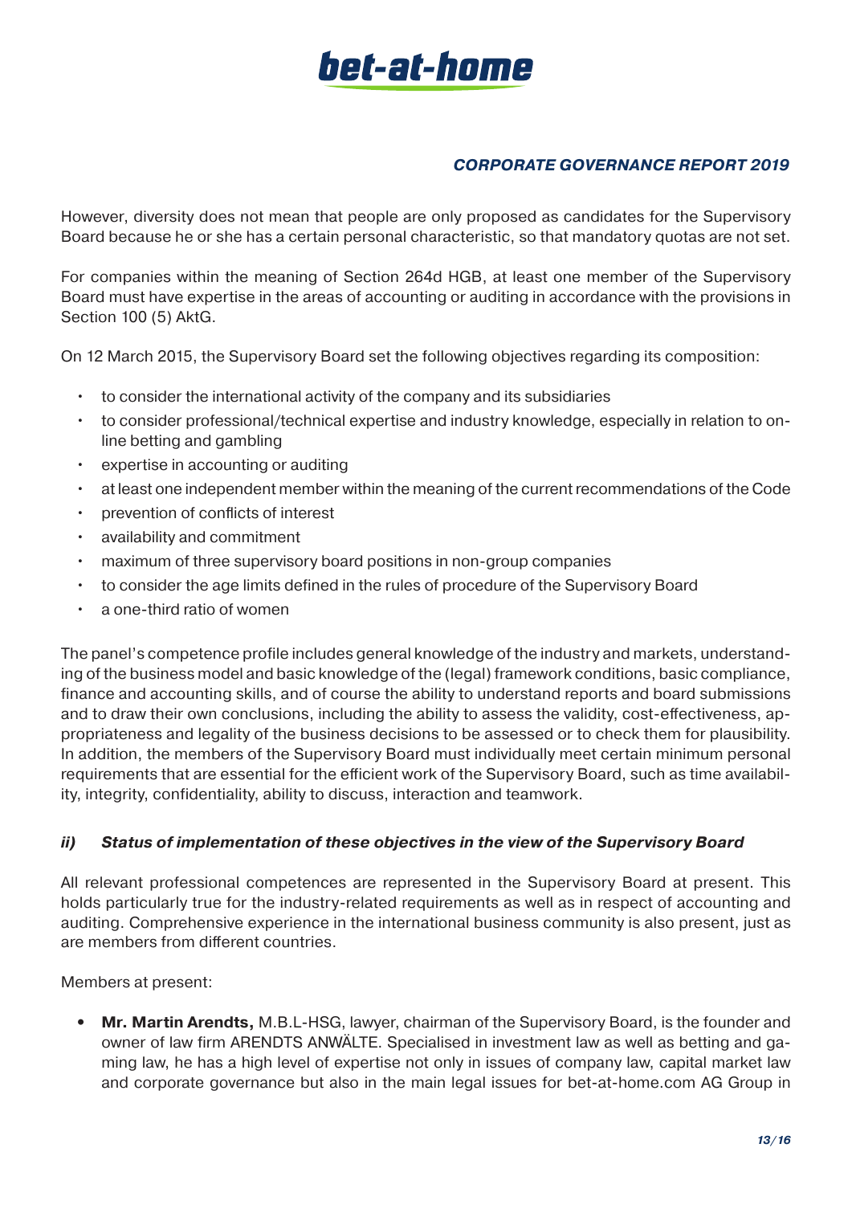However, diversity does not mean that people are only proposed as candidates for the Supervisory Board because he or she has a certain personal characteristic, so that mandatory quotas are not set.

For companies within the meaning of Section 264d HGB, at least one member of the Supervisory Board must have expertise in the areas of accounting or auditing in accordance with the provisions in Section 100 (5) AktG.

On 12 March 2015, the Supervisory Board set the following objectives regarding its composition:

- to consider the international activity of the company and its subsidiaries
- to consider professional/technical expertise and industry knowledge, especially in relation to online betting and gambling
- expertise in accounting or auditing
- at least one independent member within the meaning of the current recommendations of the Code
- prevention of conflicts of interest
- availability and commitment
- maximum of three supervisory board positions in non-group companies
- to consider the age limits defined in the rules of procedure of the Supervisory Board
- a one-third ratio of women

The panel's competence profile includes general knowledge of the industry and markets, understanding of the business model and basic knowledge of the (legal) framework conditions, basic compliance, finance and accounting skills, and of course the ability to understand reports and board submissions and to draw their own conclusions, including the ability to assess the validity, cost-effectiveness, appropriateness and legality of the business decisions to be assessed or to check them for plausibility. In addition, the members of the Supervisory Board must individually meet certain minimum personal requirements that are essential for the efficient work of the Supervisory Board, such as time availability, integrity, confidentiality, ability to discuss, interaction and teamwork.

### *ii) Status of implementation of these objectives in the view of the Supervisory Board*

All relevant professional competences are represented in the Supervisory Board at present. This holds particularly true for the industry-related requirements as well as in respect of accounting and auditing. Comprehensive experience in the international business community is also present, just as are members from different countries.

Members at present:

- **Mr. Martin Arendts,** M.B.L-HSG, lawyer, chairman of the Supervisory Board, is the founder and owner of law firm ARENDTS ANWÄLTE. Specialised in investment law as well as betting and gaming law, he has a high level of expertise not only in issues of company law, capital market law and corporate governance but also in the main legal issues for bet-at-home.com AG Group in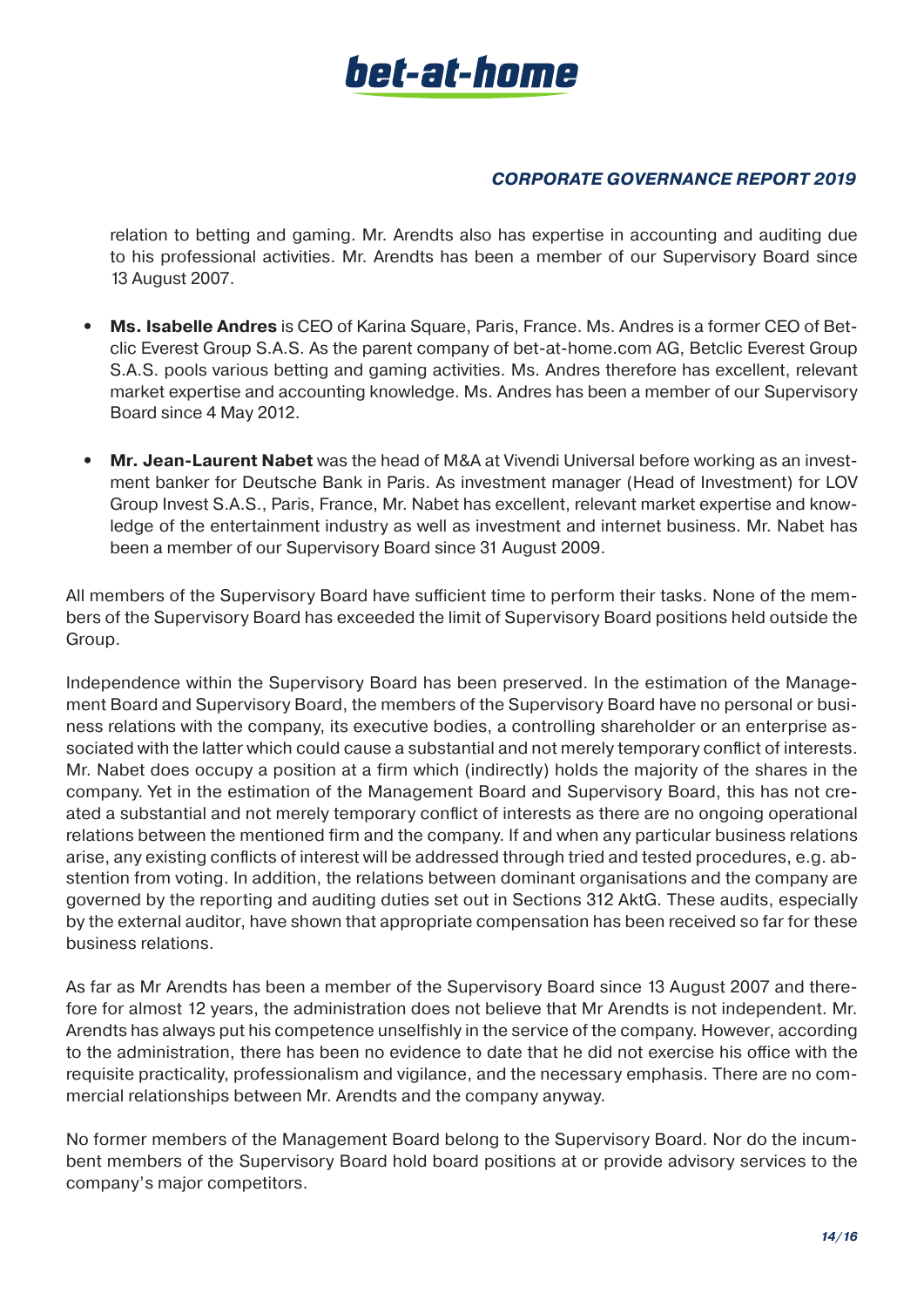relation to betting and gaming. Mr. Arendts also has expertise in accounting and auditing due to his professional activities. Mr. Arendts has been a member of our Supervisory Board since 13 August 2007.

- **Ms. Isabelle Andres** is CEO of Karina Square, Paris, France. Ms. Andres is a former CEO of Betclic Everest Group S.A.S. As the parent company of bet-at-home.com AG, Betclic Everest Group S.A.S. pools various betting and gaming activities. Ms. Andres therefore has excellent, relevant market expertise and accounting knowledge. Ms. Andres has been a member of our Supervisory Board since 4 May 2012.

- **Mr. Jean-Laurent Nabet** was the head of M&A at Vivendi Universal before working as an investment banker for Deutsche Bank in Paris. As investment manager (Head of Investment) for LOV Group Invest S.A.S., Paris, France, Mr. Nabet has excellent, relevant market expertise and knowledge of the entertainment industry as well as investment and internet business. Mr. Nabet has been a member of our Supervisory Board since 31 August 2009.

All members of the Supervisory Board have sufficient time to perform their tasks. None of the members of the Supervisory Board has exceeded the limit of Supervisory Board positions held outside the Group.

Independence within the Supervisory Board has been preserved. In the estimation of the Management Board and Supervisory Board, the members of the Supervisory Board have no personal or business relations with the company, its executive bodies, a controlling shareholder or an enterprise associated with the latter which could cause a substantial and not merely temporary conflict of interests. Mr. Nabet does occupy a position at a firm which (indirectly) holds the majority of the shares in the company. Yet in the estimation of the Management Board and Supervisory Board, this has not created a substantial and not merely temporary conflict of interests as there are no ongoing operational relations between the mentioned firm and the company. If and when any particular business relations arise, any existing conflicts of interest will be addressed through tried and tested procedures, e.g. abstention from voting. In addition, the relations between dominant organisations and the company are governed by the reporting and auditing duties set out in Sections 312 AktG. These audits, especially by the external auditor, have shown that appropriate compensation has been received so far for these business relations.

As far as Mr Arendts has been a member of the Supervisory Board since 13 August 2007 and therefore for almost 12 years, the administration does not believe that Mr Arendts is not independent. Mr. Arendts has always put his competence unselfishly in the service of the company. However, according to the administration, there has been no evidence to date that he did not exercise his office with the requisite practicality, professionalism and vigilance, and the necessary emphasis. There are no commercial relationships between Mr. Arendts and the company anyway.

No former members of the Management Board belong to the Supervisory Board. Nor do the incumbent members of the Supervisory Board hold board positions at or provide advisory services to the company's major competitors.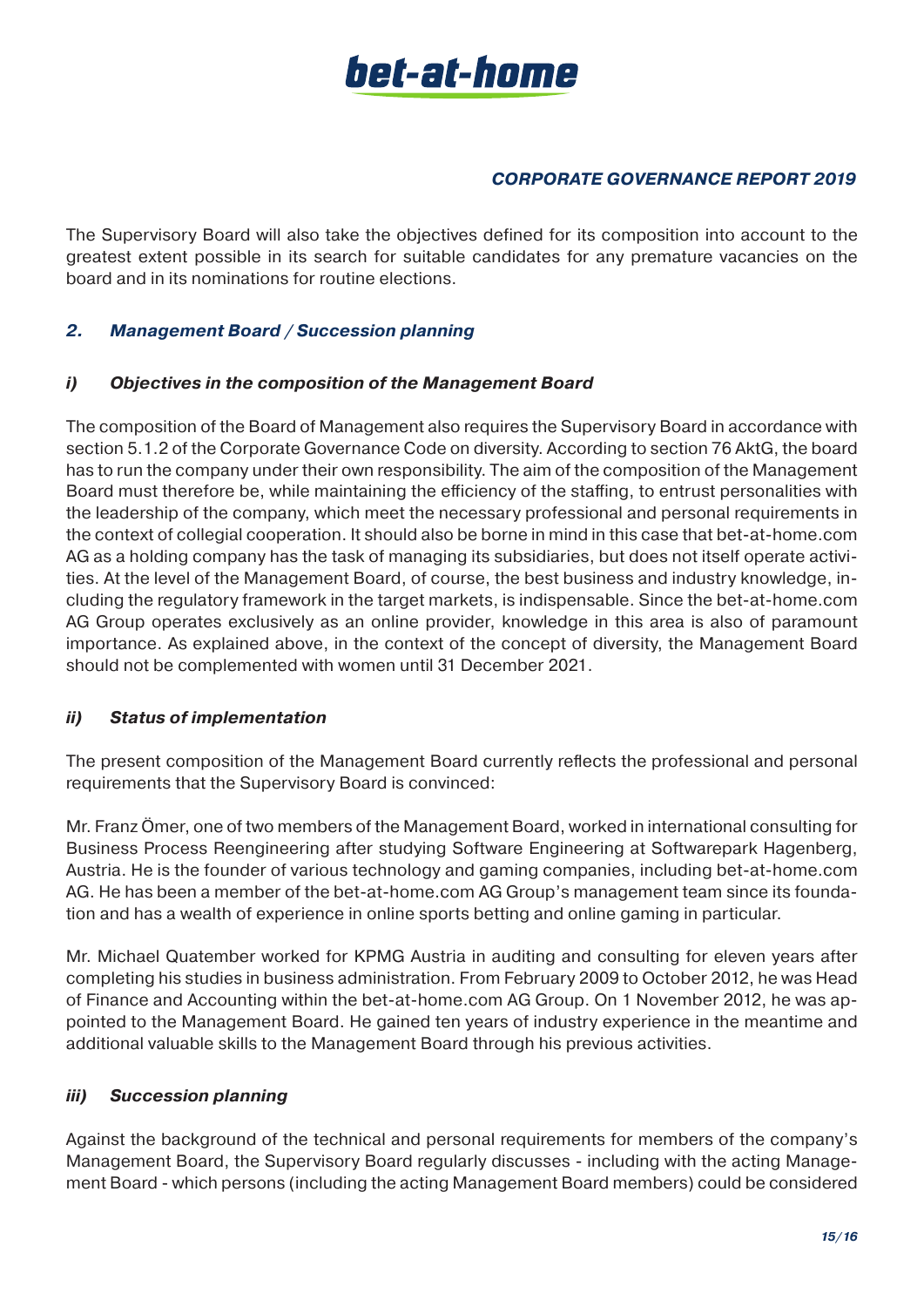The Supervisory Board will also take the objectives defined for its composition into account to the greatest extent possible in its search for suitable candidates for any premature vacancies on the board and in its nominations for routine elections.

## *2. Management Board / Succession planning*

### *i) Objectives in the composition of the Management Board*

The composition of the Board of Management also requires the Supervisory Board in accordance with section 5.1.2 of the Corporate Governance Code on diversity. According to section 76 AktG, the board has to run the company under their own responsibility. The aim of the composition of the Management Board must therefore be, while maintaining the efficiency of the staffing, to entrust personalities with the leadership of the company, which meet the necessary professional and personal requirements in the context of collegial cooperation. It should also be borne in mind in this case that bet-at-home.com AG as a holding company has the task of managing its subsidiaries, but does not itself operate activities. At the level of the Management Board, of course, the best business and industry knowledge, including the regulatory framework in the target markets, is indispensable. Since the bet-at-home.com AG Group operates exclusively as an online provider, knowledge in this area is also of paramount importance. As explained above, in the context of the concept of diversity, the Management Board should not be complemented with women until 31 December 2021.

### *ii) Status of implementation*

The present composition of the Management Board currently reflects the professional and personal requirements that the Supervisory Board is convinced:

Mr. Franz Ömer, one of two members of the Management Board, worked in international consulting for Business Process Reengineering after studying Software Engineering at Softwarepark Hagenberg, Austria. He is the founder of various technology and gaming companies, including bet-at-home.com AG. He has been a member of the bet-at-home.com AG Group's management team since its foundation and has a wealth of experience in online sports betting and online gaming in particular.

Mr. Michael Quatember worked for KPMG Austria in auditing and consulting for eleven years after completing his studies in business administration. From February 2009 to October 2012, he was Head of Finance and Accounting within the bet-at-home.com AG Group. On 1 November 2012, he was appointed to the Management Board. He gained ten years of industry experience in the meantime and additional valuable skills to the Management Board through his previous activities.

### *iii) Succession planning*

Against the background of the technical and personal requirements for members of the company's Management Board, the Supervisory Board regularly discusses - including with the acting Management Board - which persons (including the acting Management Board members) could be considered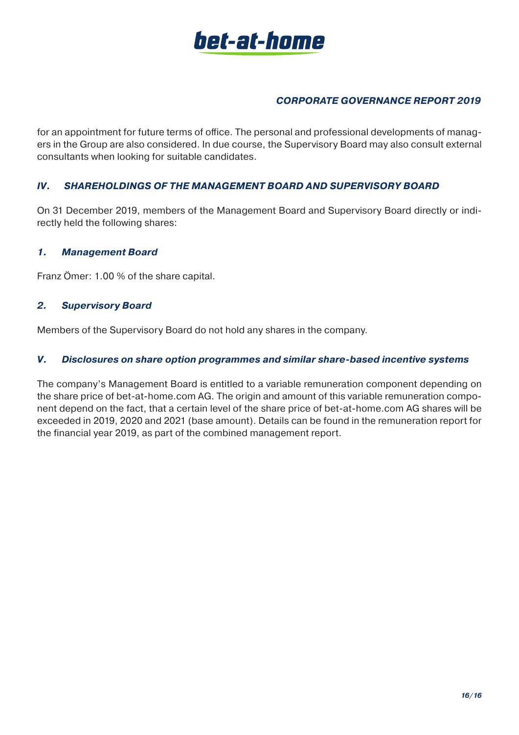for an appointment for future terms of office. The personal and professional developments of managers in the Group are also considered. In due course, the Supervisory Board may also consult external consultants when looking for suitable candidates.

## *IV. SHAREHOLDINGS OF THE MANAGEMENT BOARD AND SUPERVISORY BOARD*

On 31 December 2019, members of the Management Board and Supervisory Board directly or indirectly held the following shares:

### *1. Management Board*

Franz Ömer: 1.00 % of the share capital.

### *2. Supervisory Board*

Members of the Supervisory Board do not hold any shares in the company.

## *V. Disclosures on share option programmes and similar share-based incentive systems*

The company's Management Board is entitled to a variable remuneration component depending on the share price of bet-at-home.com AG. The origin and amount of this variable remuneration component depend on the fact, that a certain level of the share price of bet-at-home.com AG shares will be exceeded in 2019, 2020 and 2021 (base amount). Details can be found in the remuneration report for the financial year 2019, as part of the combined management report.